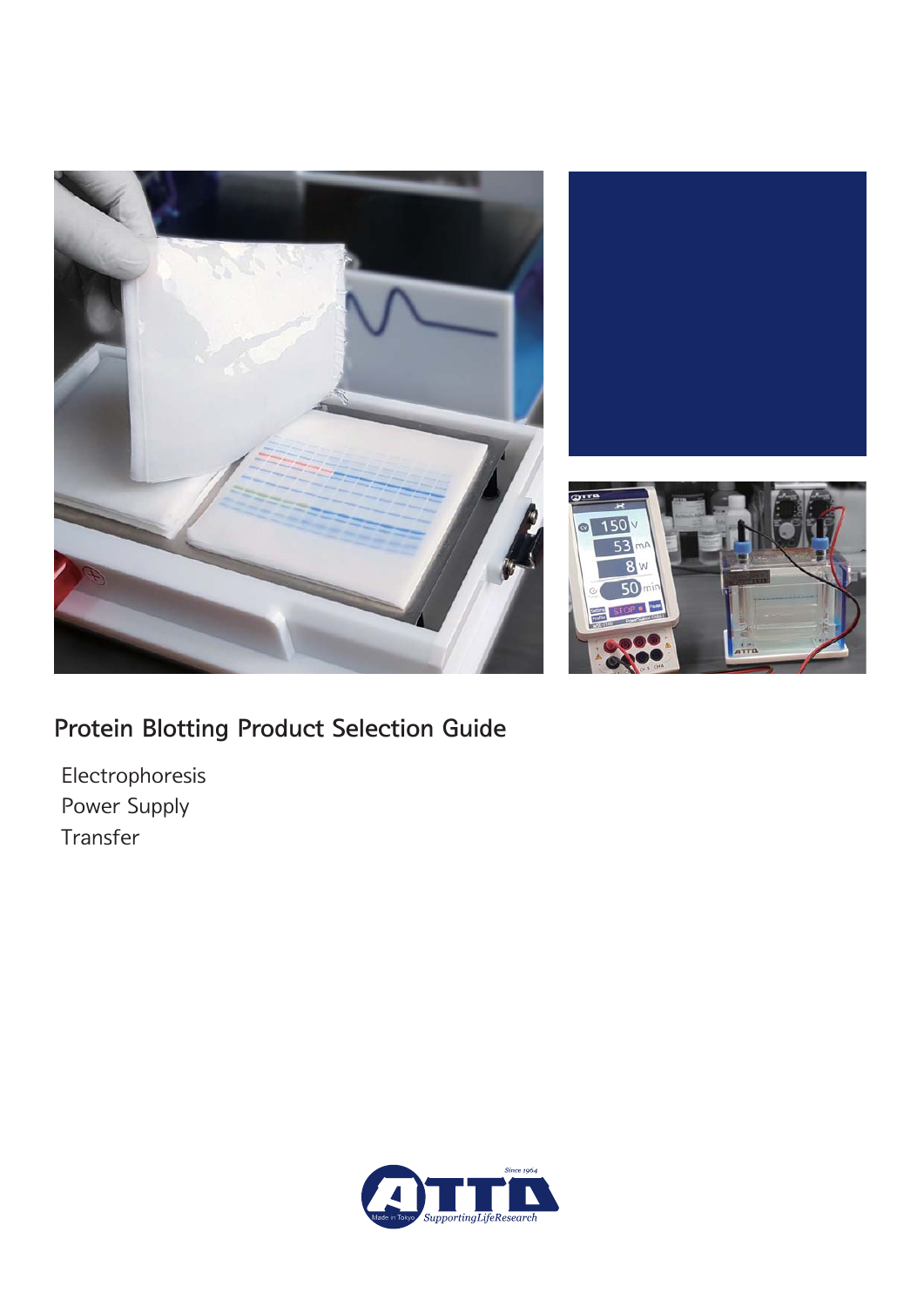# Protein Blotting Product Selection Guide

Electrophoresis
Power Supply
Transfer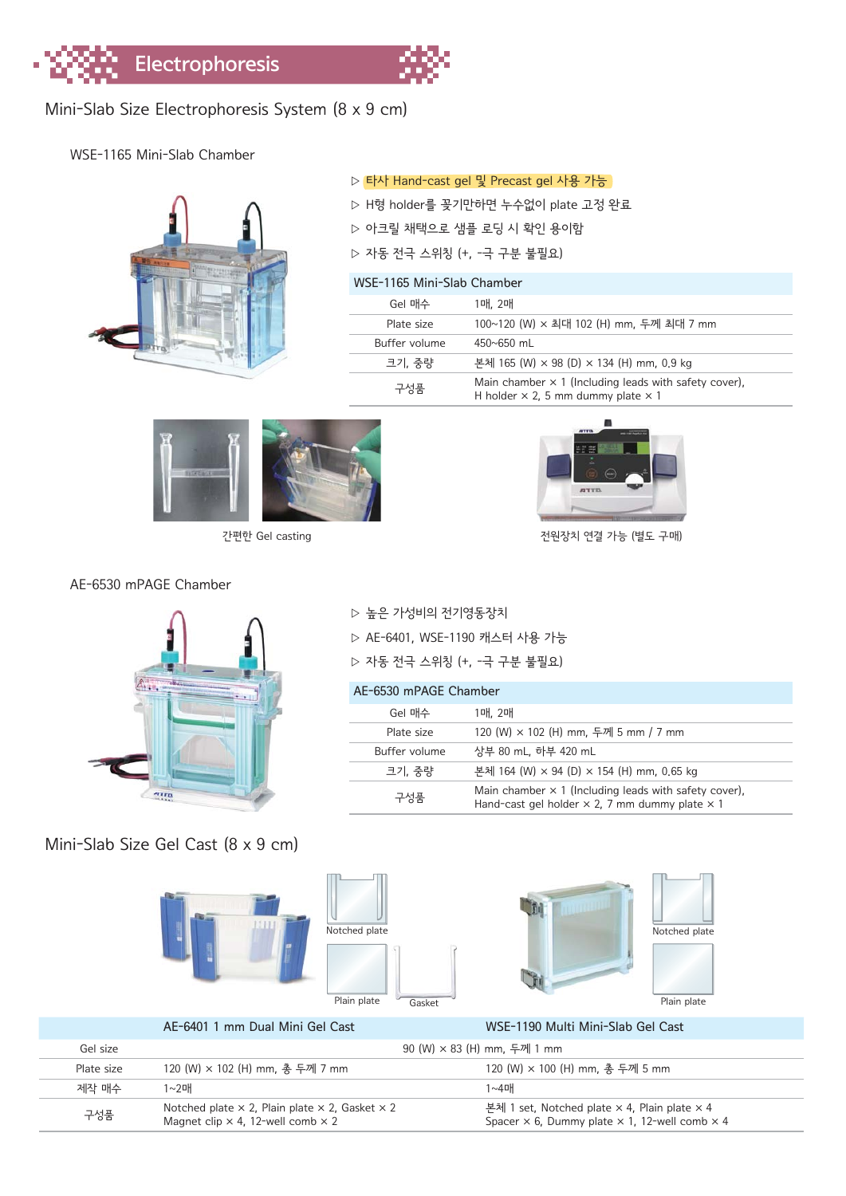# Electrophoresis

## Mini-Slab Size Electrophoresis System (8 x 9 cm)

### WSE-1165 Mini-Slab Chamber

- ▷ 타사 Hand-cast gel 및 Precast gel 사용 가능
- ▷ H형 holder를 꽂기만하면 누수없이 plate 고정 완료
- ▷ 아크릴 채택으로 샘플 로딩 시 확인 용이함
- ▷ 자동 전극 스위칭 (+, -극 구분 불필요)

| WSE-1165 Mini-Slab Chamber | |
|---|---|
| Gel 매수 | 1매, 2매 |
| Plate size | 100~120 (W) × 최대 102 (H) mm, 두께 최대 7 mm |
| Buffer volume | 450~650 mL |
| 크기, 중량 | 본체 165 (W) × 98 (D) × 134 (H) mm, 0.9 kg |
| 구성품 | Main chamber × 1 (Including leads with safety cover), H holder × 2, 5 mm dummy plate × 1 |

간편한 Gel casting

전원장치 연결 가능 (별도 구매)

### AE-6530 mPAGE Chamber

- ▷ 높은 가성비의 전기영동장치
- ▷ AE-6401, WSE-1190 캐스터 사용 가능
- ▷ 자동 전극 스위칭 (+, -극 구분 불필요)

| AE-6530 mPAGE Chamber | |
|---|---|
| Gel 매수 | 1매, 2매 |
| Plate size | 120 (W) × 102 (H) mm, 두께 5 mm / 7 mm |
| Buffer volume | 상부 80 mL, 하부 420 mL |
| 크기, 중량 | 본체 164 (W) × 94 (D) × 154 (H) mm, 0.65 kg |
| 구성품 | Main chamber × 1 (Including leads with safety cover), Hand-cast gel holder × 2, 7 mm dummy plate × 1 |

## Mini-Slab Size Gel Cast (8 x 9 cm)

Notched plate

Plain plate

Gasket

Notched plate

Plain plate

| | AE-6401 1 mm Dual Mini Gel Cast | WSE-1190 Multi Mini-Slab Gel Cast |
|---|---|---|
| Gel size | 90 (W) × 83 (H) mm, 두께 1 mm | 90 (W) × 83 (H) mm, 두께 1 mm |
| Plate size | 120 (W) × 102 (H) mm, 총 두께 7 mm | 120 (W) × 100 (H) mm, 총 두께 5 mm |
| 제작 매수 | 1~2매 | 1~4매 |
| 구성품 | Notched plate × 2, Plain plate × 2, Gasket × 2, Magnet clip × 4, 12-well comb × 2 | 본체 1 set, Notched plate × 4, Plain plate × 4, Spacer × 6, Dummy plate × 1, 12-well comb × 4 |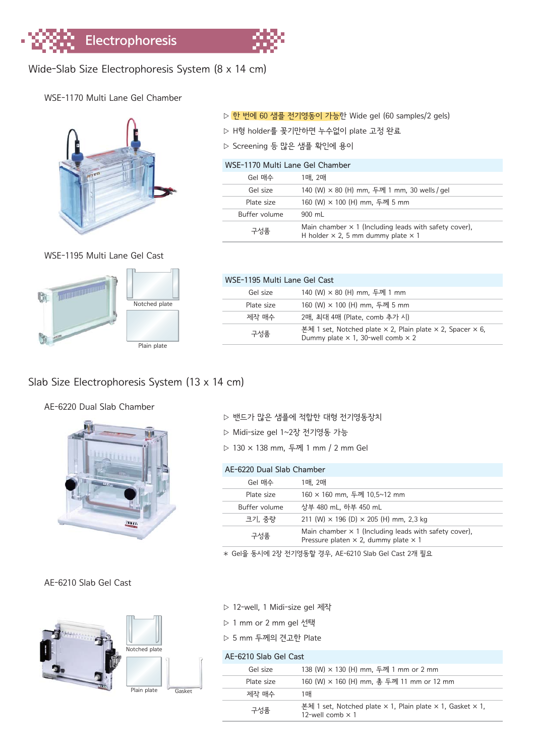# Electrophoresis

## Wide-Slab Size Electrophoresis System (8 x 14 cm)

### WSE-1170 Multi Lane Gel Chamber

▷ 한 번에 60 샘플 전기영동이 가능한 Wide gel (60 samples/2 gels)

▷ H형 holder를 꽂기만하면 누수없이 plate 고정 완료

▷ Screening 등 많은 샘플 확인에 용이

| WSE-1170 Multi Lane Gel Chamber | |
|---|---|
| Gel 매수 | 1매, 2매 |
| Gel size | 140 (W) × 80 (H) mm, 두께 1 mm, 30 wells / gel |
| Plate size | 160 (W) × 100 (H) mm, 두께 5 mm |
| Buffer volume | 900 mL |
| 구성품 | Main chamber × 1 (Including leads with safety cover), H holder × 2, 5 mm dummy plate × 1 |

### WSE-1195 Multi Lane Gel Cast

Notched plate

Plain plate

| WSE-1195 Multi Lane Gel Cast | |
|---|---|
| Gel size | 140 (W) × 80 (H) mm, 두께 1 mm |
| Plate size | 160 (W) × 100 (H) mm, 두께 5 mm |
| 제작 매수 | 2매, 최대 4매 (Plate, comb 추가 시) |
| 구성품 | 본체 1 set, Notched plate × 2, Plain plate × 2, Spacer × 6, Dummy plate × 1, 30-well comb × 2 |

## Slab Size Electrophoresis System (13 x 14 cm)

### AE-6220 Dual Slab Chamber

▷ 밴드가 많은 샘플에 적합한 대형 전기영동장치

▷ Midi-size gel 1~2장 전기영동 가능

▷ 130 × 138 mm, 두께 1 mm / 2 mm Gel

| AE-6220 Dual Slab Chamber | |
|---|---|
| Gel 매수 | 1매, 2매 |
| Plate size | 160 × 160 mm, 두께 10.5~12 mm |
| Buffer volume | 상부 480 mL, 하부 450 mL |
| 크기, 중량 | 211 (W) × 196 (D) × 205 (H) mm, 2.3 kg |
| 구성품 | Main chamber × 1 (Including leads with safety cover), Pressure platen × 2, dummy plate × 1 |

* Gel을 동시에 2장 전기영동할 경우, AE-6210 Slab Gel Cast 2개 필요

### AE-6210 Slab Gel Cast

Notched plate

Plain plate

Gasket

▷ 12-well, 1 Midi-size gel 제작

▷ 1 mm or 2 mm gel 선택

▷ 5 mm 두께의 견고한 Plate

| AE-6210 Slab Gel Cast | |
|---|---|
| Gel size | 138 (W) × 130 (H) mm, 두께 1 mm or 2 mm |
| Plate size | 160 (W) × 160 (H) mm, 총 두께 11 mm or 12 mm |
| 제작 매수 | 1매 |
| 구성품 | 본체 1 set, Notched plate × 1, Plain plate × 1, Gasket × 1, 12-well comb × 1 |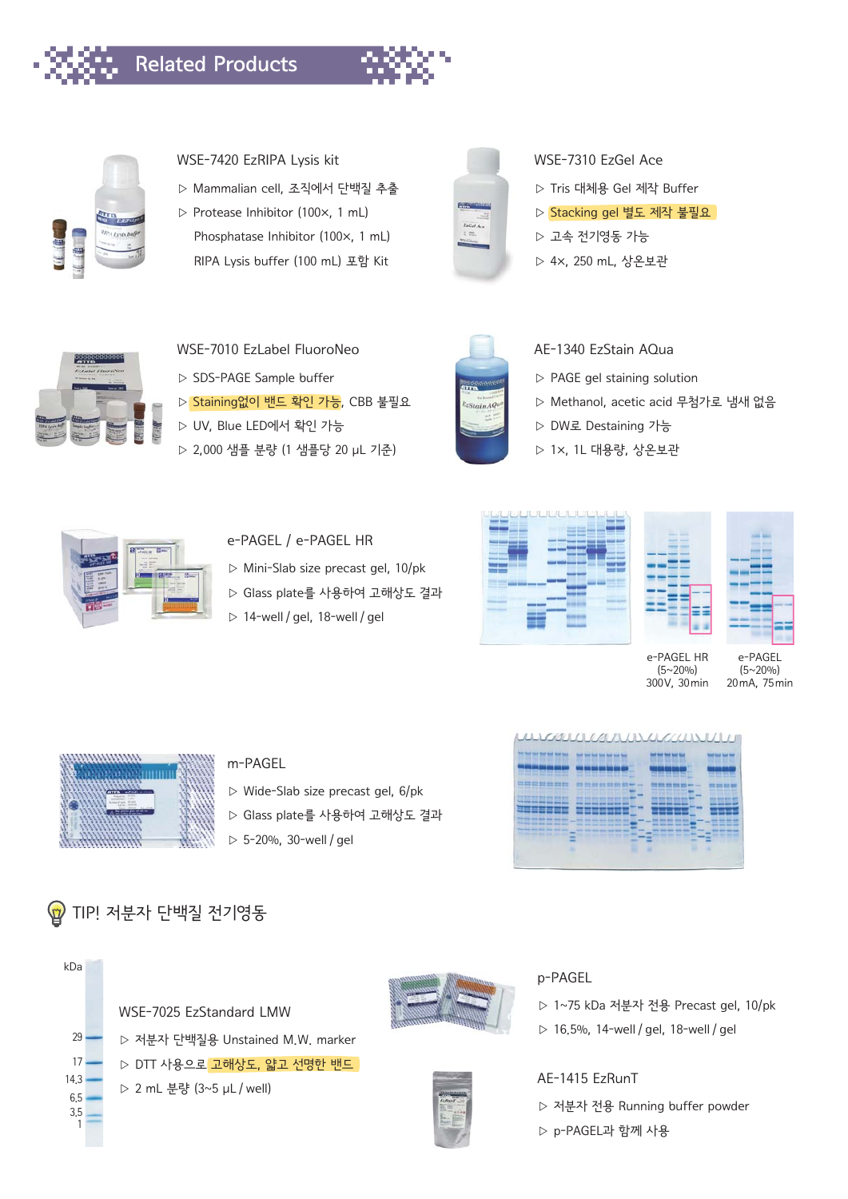# Related Products

### WSE-7420 EzRIPA Lysis kit

- ▷ Mammalian cell, 조직에서 단백질 추출
- ▷ Protease Inhibitor (100×, 1 mL)
  Phosphatase Inhibitor (100×, 1 mL)
  RIPA Lysis buffer (100 mL) 포함 Kit

### WSE-7310 EzGel Ace

- ▷ Tris 대체용 Gel 제작 Buffer
- ▷ Stacking gel 별도 제작 불필요
- ▷ 고속 전기영동 가능
- ▷ 4×, 250 mL, 상온보관

### WSE-7010 EzLabel FluoroNeo

- ▷ SDS-PAGE Sample buffer
- ▷ Staining없이 밴드 확인 가능, CBB 불필요
- ▷ UV, Blue LED에서 확인 가능
- ▷ 2,000 샘플 분량 (1 샘플당 20 μL 기준)

### AE-1340 EzStain AQua

- ▷ PAGE gel staining solution
- ▷ Methanol, acetic acid 무첨가로 냄새 없음
- ▷ DW로 Destaining 가능
- ▷ 1×, 1L 대용량, 상온보관

### e-PAGEL / e-PAGEL HR

- ▷ Mini-Slab size precast gel, 10/pk
- ▷ Glass plate를 사용하여 고해상도 결과
- ▷ 14-well / gel, 18-well / gel

e-PAGEL HR (5~20%) 300V, 30min

e-PAGEL (5~20%) 20mA, 75min

### m-PAGEL

- ▷ Wide-Slab size precast gel, 6/pk
- ▷ Glass plate를 사용하여 고해상도 결과
- ▷ 5-20%, 30-well / gel

## TIP! 저분자 단백질 전기영동

kDa: 29, 17, 14.3, 6.5, 3.5, 1

### WSE-7025 EzStandard LMW

- ▷ 저분자 단백질용 Unstained M.W. marker
- ▷ DTT 사용으로 고해상도, 얇고 선명한 밴드
- ▷ 2 mL 분량 (3~5 μL / well)

### p-PAGEL

- ▷ 1~75 kDa 저분자 전용 Precast gel, 10/pk
- ▷ 16.5%, 14-well / gel, 18-well / gel

### AE-1415 EzRunT

- ▷ 저분자 전용 Running buffer powder
- ▷ p-PAGEL과 함께 사용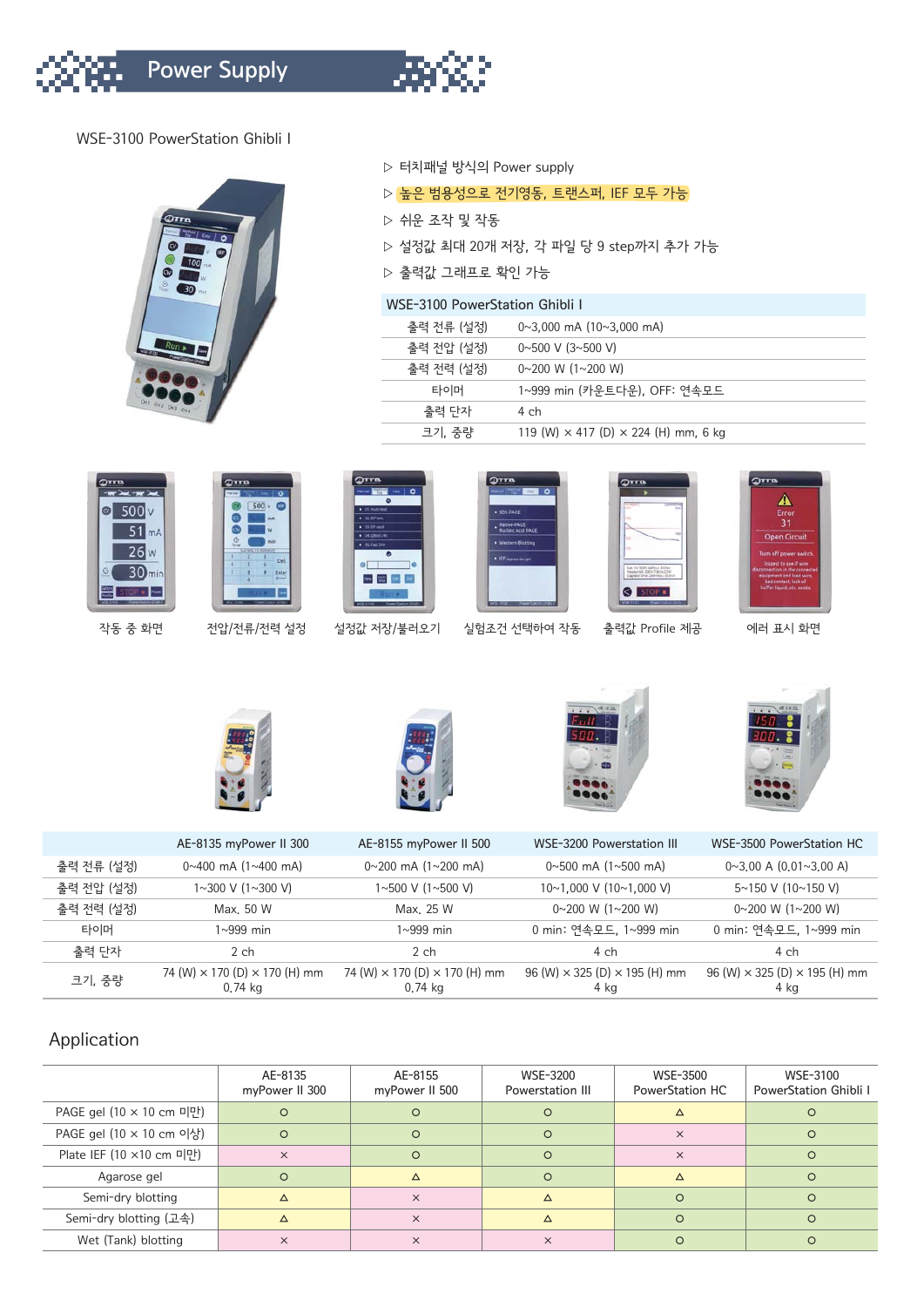# Power Supply

## WSE-3100 PowerStation Ghibli I

- ▷ 터치패널 방식의 Power supply
- ▷ 높은 범용성으로 전기영동, 트랜스퍼, IEF 모두 가능
- ▷ 쉬운 조작 및 작동
- ▷ 설정값 최대 20개 저장, 각 파일 당 9 step까지 추가 가능
- ▷ 출력값 그래프로 확인 가능

| WSE-3100 PowerStation Ghibli I | |
|---|---|
| 출력 전류 (설정) | 0~3,000 mA (10~3,000 mA) |
| 출력 전압 (설정) | 0~500 V (3~500 V) |
| 출력 전력 (설정) | 0~200 W (1~200 W) |
| 타이머 | 1~999 min (카운트다운), OFF: 연속모드 |
| 출력 단자 | 4 ch |
| 크기, 중량 | 119 (W) × 417 (D) × 224 (H) mm, 6 kg |

작동 중 화면 | 전압/전류/전력 설정 | 설정값 저장/불러오기 | 실험조건 선택하여 작동 | 출력값 Profile 제공 | 에러 표시 화면

| | AE-8135 myPower II 300 | AE-8155 myPower II 500 | WSE-3200 Powerstation III | WSE-3500 PowerStation HC |
|---|---|---|---|---|
| 출력 전류 (설정) | 0~400 mA (1~400 mA) | 0~200 mA (1~200 mA) | 0~500 mA (1~500 mA) | 0~3.00 A (0.01~3.00 A) |
| 출력 전압 (설정) | 1~300 V (1~300 V) | 1~500 V (1~500 V) | 10~1,000 V (10~1,000 V) | 5~150 V (10~150 V) |
| 출력 전력 (설정) | Max. 50 W | Max. 25 W | 0~200 W (1~200 W) | 0~200 W (1~200 W) |
| 타이머 | 1~999 min | 1~999 min | 0 min: 연속모드, 1~999 min | 0 min: 연속모드, 1~999 min |
| 출력 단자 | 2 ch | 2 ch | 4 ch | 4 ch |
| 크기, 중량 | 74 (W) × 170 (D) × 170 (H) mm 0.74 kg | 74 (W) × 170 (D) × 170 (H) mm 0.74 kg | 96 (W) × 325 (D) × 195 (H) mm 4 kg | 96 (W) × 325 (D) × 195 (H) mm 4 kg |

## Application

| | AE-8135 myPower II 300 | AE-8155 myPower II 500 | WSE-3200 Powerstation III | WSE-3500 PowerStation HC | WSE-3100 PowerStation Ghibli I |
|---|---|---|---|---|---|
| PAGE gel (10 × 10 cm 미만) | ○ | ○ | ○ | △ | ○ |
| PAGE gel (10 × 10 cm 이상) | ○ | ○ | ○ | × | ○ |
| Plate IEF (10 ×10 cm 미만) | × | ○ | ○ | × | ○ |
| Agarose gel | ○ | △ | ○ | △ | ○ |
| Semi-dry blotting | △ | × | △ | ○ | ○ |
| Semi-dry blotting (고속) | △ | × | △ | ○ | ○ |
| Wet (Tank) blotting | × | × | × | ○ | ○ |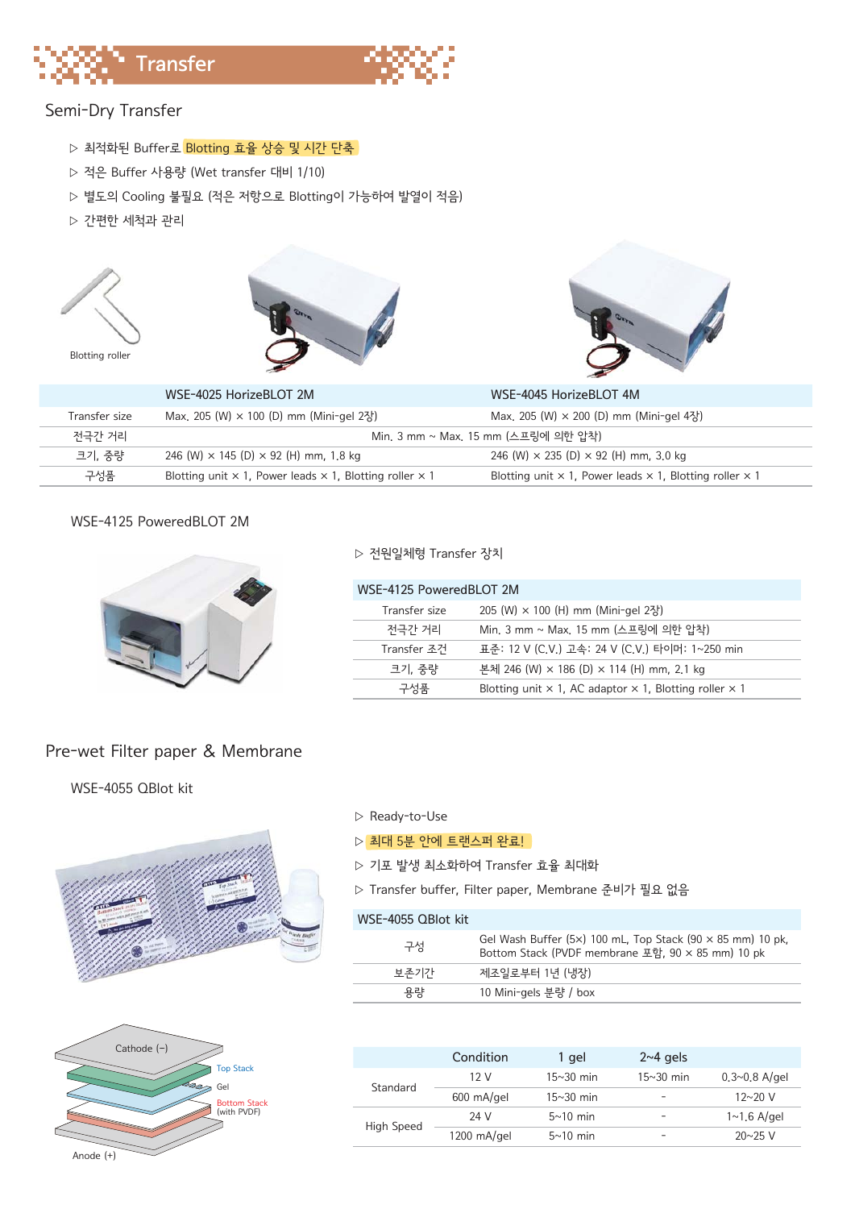# Transfer

## Semi-Dry Transfer

▷ 최적화된 Buffer로 Blotting 효율 상승 및 시간 단축

▷ 적은 Buffer 사용량 (Wet transfer 대비 1/10)

▷ 별도의 Cooling 불필요 (적은 저항으로 Blotting이 가능하여 발열이 적음)

▷ 간편한 세척과 관리

Blotting roller

| | WSE-4025 HorizeBLOT 2M | WSE-4045 HorizeBLOT 4M |
|---|---|---|
| Transfer size | Max. 205 (W) × 100 (D) mm (Mini-gel 2장) | Max. 205 (W) × 200 (D) mm (Mini-gel 4장) |
| 전극간 거리 | Min. 3 mm ~ Max. 15 mm (스프링에 의한 압착) | |
| 크기, 중량 | 246 (W) × 145 (D) × 92 (H) mm, 1.8 kg | 246 (W) × 235 (D) × 92 (H) mm, 3.0 kg |
| 구성품 | Blotting unit × 1, Power leads × 1, Blotting roller × 1 | Blotting unit × 1, Power leads × 1, Blotting roller × 1 |

### WSE-4125 PoweredBLOT 2M

▷ 전원일체형 Transfer 장치

| WSE-4125 PoweredBLOT 2M | |
|---|---|
| Transfer size | 205 (W) × 100 (H) mm (Mini-gel 2장) |
| 전극간 거리 | Min. 3 mm ~ Max. 15 mm (스프링에 의한 압착) |
| Transfer 조건 | 표준: 12 V (C.V.) 고속: 24 V (C.V.) 타이머: 1~250 min |
| 크기, 중량 | 본체 246 (W) × 186 (D) × 114 (H) mm, 2.1 kg |
| 구성품 | Blotting unit × 1, AC adaptor × 1, Blotting roller × 1 |

## Pre-wet Filter paper & Membrane

### WSE-4055 QBlot kit

▷ Ready-to-Use

▷ 최대 5분 안에 트랜스퍼 완료!

▷ 기포 발생 최소화하여 Transfer 효율 최대화

▷ Transfer buffer, Filter paper, Membrane 준비가 필요 없음

| WSE-4055 QBlot kit | |
|---|---|
| 구성 | Gel Wash Buffer (5×) 100 mL, Top Stack (90 × 85 mm) 10 pk, Bottom Stack (PVDF membrane 포함, 90 × 85 mm) 10 pk |
| 보존기간 | 제조일로부터 1년 (냉장) |
| 용량 | 10 Mini-gels 분량 / box |

Cathode (−)

Top Stack

Gel

Bottom Stack (with PVDF)

Anode (+)

| | Condition | 1 gel | 2~4 gels | |
|---|---|---|---|---|
| Standard | 12 V | 15~30 min | 15~30 min | 0.3~0.8 A/gel |
| | 600 mA/gel | 15~30 min | - | 12~20 V |
| High Speed | 24 V | 5~10 min | - | 1~1.6 A/gel |
| | 1200 mA/gel | 5~10 min | - | 20~25 V |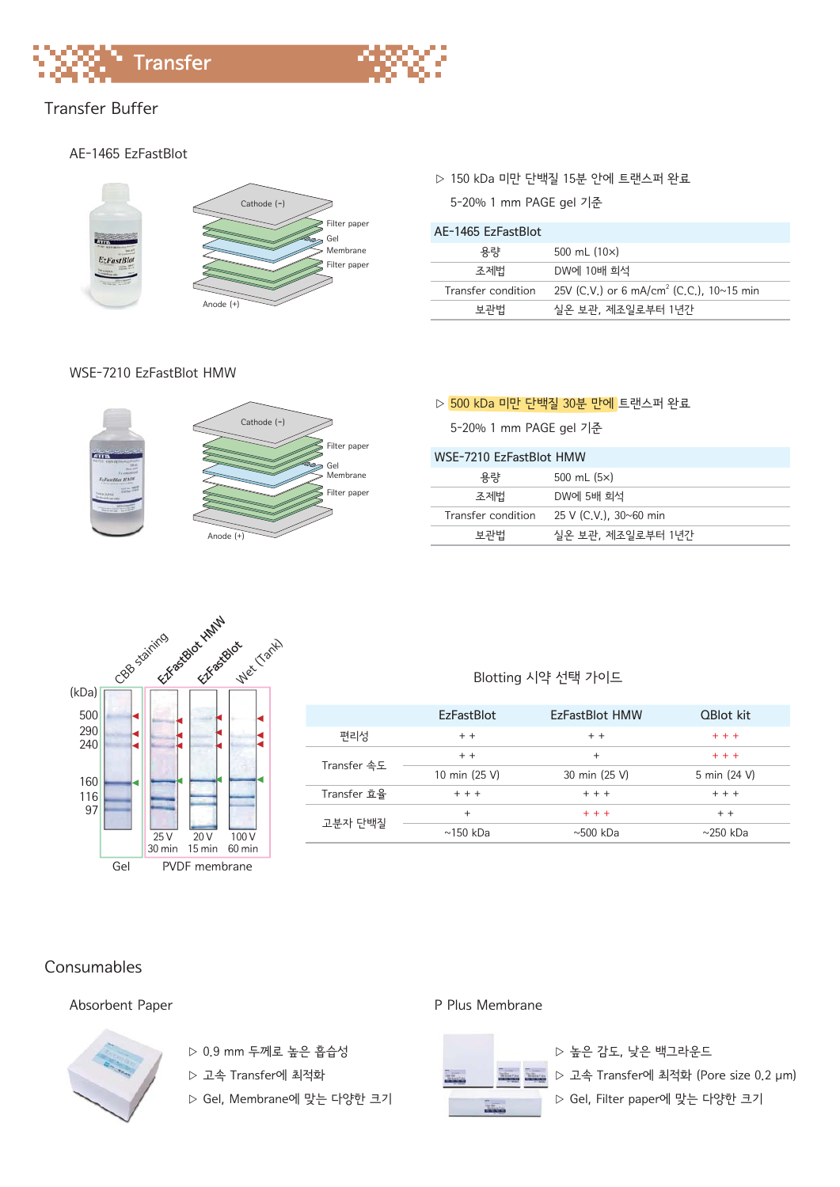# Transfer

## Transfer Buffer

### AE-1465 EzFastBlot

Cathode (-)
Filter paper
Gel
Membrane
Filter paper
Anode (+)

▷ 150 kDa 미만 단백질 15분 안에 트랜스퍼 완료

5-20% 1 mm PAGE gel 기준

| AE-1465 EzFastBlot | |
|---|---|
| 용량 | 500 mL (10×) |
| 조제법 | DW에 10배 희석 |
| Transfer condition | 25V (C.V.) or 6 mA/cm$^2$ (C.C.), 10~15 min |
| 보관법 | 실온 보관, 제조일로부터 1년간 |

### WSE-7210 EzFastBlot HMW

Cathode (-)
Filter paper
Gel
Membrane
Filter paper
Anode (+)

▷ 500 kDa 미만 단백질 30분 만에 트랜스퍼 완료

5-20% 1 mm PAGE gel 기준

| WSE-7210 EzFastBlot HMW | |
|---|---|
| 용량 | 500 mL (5×) |
| 조제법 | DW에 5배 희석 |
| Transfer condition | 25 V (C.V.), 30~60 min |
| 보관법 | 실온 보관, 제조일로부터 1년간 |

CBB staining | EzFastBlot HMW | EzFastBlot | Wet (Tank)

(kDa) 500, 290, 240, 160, 116, 97

25 V 30 min | 20 V 15 min | 100 V 60 min

Gel | PVDF membrane

Blotting 시약 선택 가이드

| | EzFastBlot | EzFastBlot HMW | QBlot kit |
|---|---|---|---|
| 편리성 | + + | + + | + + + |
| Transfer 속도 | + + | + | + + + |
| | 10 min (25 V) | 30 min (25 V) | 5 min (24 V) |
| Transfer 효율 | + + + | + + + | + + + |
| 고분자 단백질 | + | + + + | + + |
| | ~150 kDa | ~500 kDa | ~250 kDa |

## Consumables

### Absorbent Paper

▷ 0.9 mm 두께로 높은 흡습성

▷ 고속 Transfer에 최적화

▷ Gel, Membrane에 맞는 다양한 크기

### P Plus Membrane

▷ 높은 감도, 낮은 백그라운드

▷ 고속 Transfer에 최적화 (Pore size 0.2 μm)

▷ Gel, Filter paper에 맞는 다양한 크기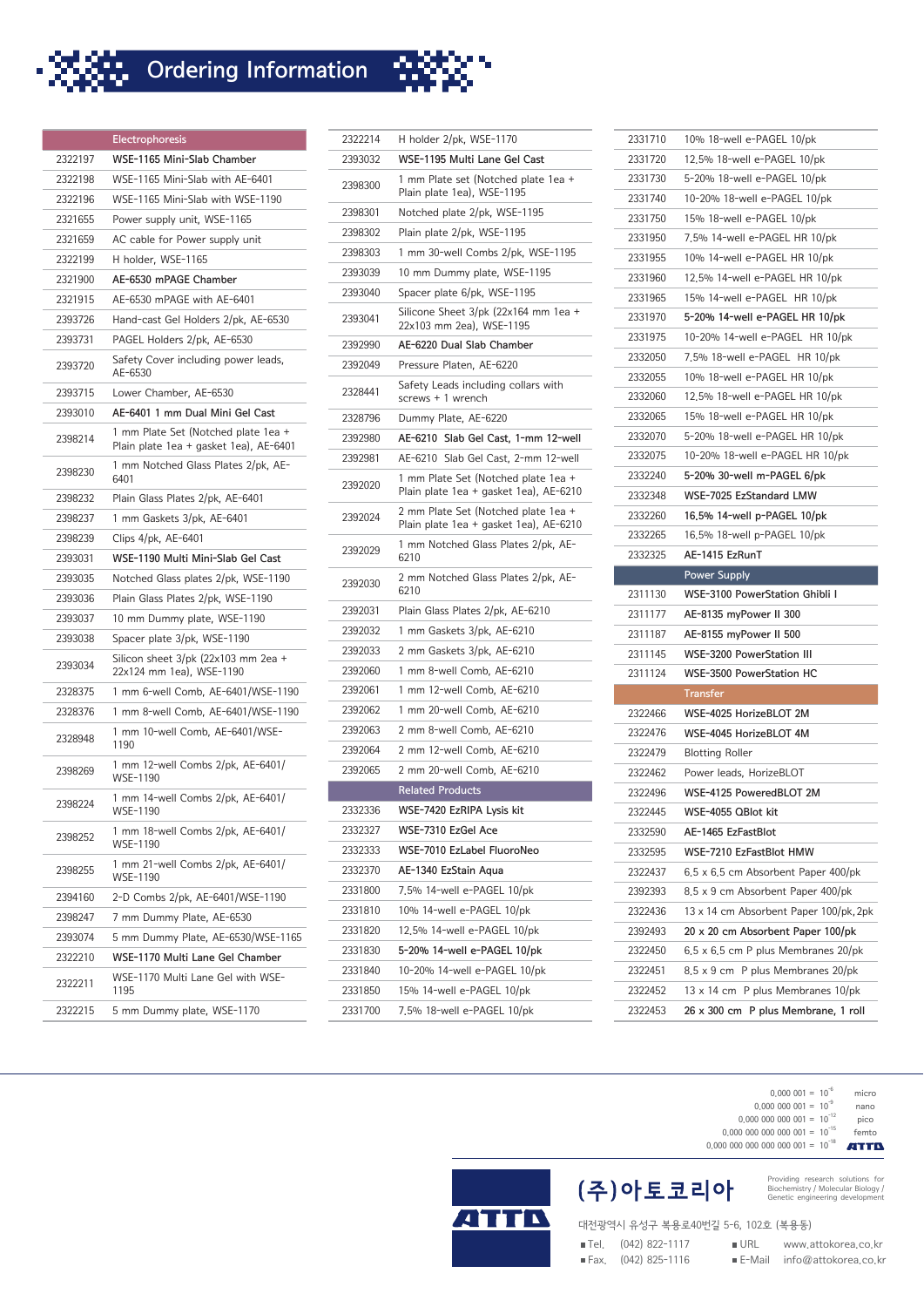# Ordering Information

| | |
|---|---|
| | **Electrophoresis** |
| 2322197 | **WSE-1165 Mini-Slab Chamber** |
| 2322198 | WSE-1165 Mini-Slab with AE-6401 |
| 2322196 | WSE-1165 Mini-Slab with WSE-1190 |
| 2321655 | Power supply unit, WSE-1165 |
| 2321659 | AC cable for Power supply unit |
| 2322199 | H holder, WSE-1165 |
| 2321900 | **AE-6530 mPAGE Chamber** |
| 2321915 | AE-6530 mPAGE with AE-6401 |
| 2393726 | Hand-cast Gel Holders 2/pk, AE-6530 |
| 2393731 | PAGEL Holders 2/pk, AE-6530 |
| 2393720 | Safety Cover including power leads, AE-6530 |
| 2393715 | Lower Chamber, AE-6530 |
| 2393010 | **AE-6401 1 mm Dual Mini Gel Cast** |
| 2398214 | 1 mm Plate Set (Notched plate 1ea + Plain plate 1ea + gasket 1ea), AE-6401 |
| 2398230 | 1 mm Notched Glass Plates 2/pk, AE-6401 |
| 2398232 | Plain Glass Plates 2/pk, AE-6401 |
| 2398237 | 1 mm Gaskets 3/pk, AE-6401 |
| 2398239 | Clips 4/pk, AE-6401 |
| 2393031 | **WSE-1190 Multi Mini-Slab Gel Cast** |
| 2393035 | Notched Glass plates 2/pk, WSE-1190 |
| 2393036 | Plain Glass Plates 2/pk, WSE-1190 |
| 2393037 | 10 mm Dummy plate, WSE-1190 |
| 2393038 | Spacer plate 3/pk, WSE-1190 |
| 2393034 | Silicon sheet 3/pk (22x103 mm 2ea + 22x124 mm 1ea), WSE-1190 |
| 2328375 | 1 mm 6-well Comb, AE-6401/WSE-1190 |
| 2328376 | 1 mm 8-well Comb, AE-6401/WSE-1190 |
| 2328948 | 1 mm 10-well Comb, AE-6401/WSE-1190 |
| 2398269 | 1 mm 12-well Combs 2/pk, AE-6401/WSE-1190 |
| 2398224 | 1 mm 14-well Combs 2/pk, AE-6401/WSE-1190 |
| 2398252 | 1 mm 18-well Combs 2/pk, AE-6401/WSE-1190 |
| 2398255 | 1 mm 21-well Combs 2/pk, AE-6401/WSE-1190 |
| 2394160 | 2-D Combs 2/pk, AE-6401/WSE-1190 |
| 2398247 | 7 mm Dummy Plate, AE-6530 |
| 2393074 | 5 mm Dummy Plate, AE-6530/WSE-1165 |
| 2322210 | **WSE-1170 Multi Lane Gel Chamber** |
| 2322211 | WSE-1170 Multi Lane Gel with WSE-1195 |
| 2322215 | 5 mm Dummy plate, WSE-1170 |
| 2322214 | H holder 2/pk, WSE-1170 |
| 2393032 | **WSE-1195 Multi Lane Gel Cast** |
| 2398300 | 1 mm Plate set (Notched plate 1ea + Plain plate 1ea), WSE-1195 |
| 2398301 | Notched plate 2/pk, WSE-1195 |
| 2398302 | Plain plate 2/pk, WSE-1195 |
| 2398303 | 1 mm 30-well Combs 2/pk, WSE-1195 |
| 2393039 | 10 mm Dummy plate, WSE-1195 |
| 2393040 | Spacer plate 6/pk, WSE-1195 |
| 2393041 | Silicone Sheet 3/pk (22x164 mm 1ea + 22x103 mm 2ea), WSE-1195 |
| 2392990 | **AE-6220 Dual Slab Chamber** |
| 2392049 | Pressure Platen, AE-6220 |
| 2328441 | Safety Leads including collars with screws + 1 wrench |
| 2328796 | Dummy Plate, AE-6220 |
| 2392980 | **AE-6210 Slab Gel Cast, 1-mm 12-well** |
| 2392981 | AE-6210 Slab Gel Cast, 2-mm 12-well |
| 2392020 | 1 mm Plate Set (Notched plate 1ea + Plain plate 1ea + gasket 1ea), AE-6210 |
| 2392024 | 2 mm Plate Set (Notched plate 1ea + Plain plate 1ea + gasket 1ea), AE-6210 |
| 2392029 | 1 mm Notched Glass Plates 2/pk, AE-6210 |
| 2392030 | 2 mm Notched Glass Plates 2/pk, AE-6210 |
| 2392031 | Plain Glass Plates 2/pk, AE-6210 |
| 2392032 | 1 mm Gaskets 3/pk, AE-6210 |
| 2392033 | 2 mm Gaskets 3/pk, AE-6210 |
| 2392060 | 1 mm 8-well Comb, AE-6210 |
| 2392061 | 1 mm 12-well Comb, AE-6210 |
| 2392062 | 1 mm 20-well Comb, AE-6210 |
| 2392063 | 2 mm 8-well Comb, AE-6210 |
| 2392064 | 2 mm 12-well Comb, AE-6210 |
| 2392065 | 2 mm 20-well Comb, AE-6210 |
| | **Related Products** |
| 2332336 | **WSE-7420 EzRIPA Lysis kit** |
| 2332327 | **WSE-7310 EzGel Ace** |
| 2332333 | **WSE-7010 EzLabel FluoroNeo** |
| 2332370 | **AE-1340 EzStain Aqua** |
| 2331800 | 7.5% 14-well e-PAGEL 10/pk |
| 2331810 | 10% 14-well e-PAGEL 10/pk |
| 2331820 | 12.5% 14-well e-PAGEL 10/pk |
| 2331830 | **5-20% 14-well e-PAGEL 10/pk** |
| 2331840 | 10-20% 14-well e-PAGEL 10/pk |
| 2331850 | 15% 14-well e-PAGEL 10/pk |
| 2331700 | 7.5% 18-well e-PAGEL 10/pk |
| 2331710 | 10% 18-well e-PAGEL 10/pk |
| 2331720 | 12.5% 18-well e-PAGEL 10/pk |
| 2331730 | 5-20% 18-well e-PAGEL 10/pk |
| 2331740 | 10-20% 18-well e-PAGEL 10/pk |
| 2331750 | 15% 18-well e-PAGEL 10/pk |
| 2331950 | 7.5% 14-well e-PAGEL HR 10/pk |
| 2331955 | 10% 14-well e-PAGEL HR 10/pk |
| 2331960 | 12.5% 14-well e-PAGEL HR 10/pk |
| 2331965 | 15% 14-well e-PAGEL HR 10/pk |
| 2331970 | **5-20% 14-well e-PAGEL HR 10/pk** |
| 2331975 | 10-20% 14-well e-PAGEL HR 10/pk |
| 2332050 | 7.5% 18-well e-PAGEL HR 10/pk |
| 2332055 | 10% 18-well e-PAGEL HR 10/pk |
| 2332060 | 12.5% 18-well e-PAGEL HR 10/pk |
| 2332065 | 15% 18-well e-PAGEL HR 10/pk |
| 2332070 | 5-20% 18-well e-PAGEL HR 10/pk |
| 2332075 | 10-20% 18-well e-PAGEL HR 10/pk |
| 2332240 | **5-20% 30-well m-PAGEL 6/pk** |
| 2332348 | **WSE-7025 EzStandard LMW** |
| 2332260 | **16.5% 14-well p-PAGEL 10/pk** |
| 2332265 | 16.5% 18-well p-PAGEL 10/pk |
| 2332325 | **AE-1415 EzRunT** |
| | **Power Supply** |
| 2311130 | **WSE-3100 PowerStation Ghibli I** |
| 2311177 | **AE-8135 myPower II 300** |
| 2311187 | **AE-8155 myPower II 500** |
| 2311145 | **WSE-3200 PowerStation III** |
| 2311124 | **WSE-3500 PowerStation HC** |
| | **Transfer** |
| 2322466 | **WSE-4025 HorizeBLOT 2M** |
| 2322476 | **WSE-4045 HorizeBLOT 4M** |
| 2322479 | Blotting Roller |
| 2322462 | Power leads, HorizeBLOT |
| 2322496 | **WSE-4125 PoweredBLOT 2M** |
| 2322445 | **WSE-4055 QBlot kit** |
| 2332590 | **AE-1465 EzFastBlot** |
| 2332595 | **WSE-7210 EzFastBlot HMW** |
| 2322437 | 6.5 x 6.5 cm Absorbent Paper 400/pk |
| 2392393 | 8.5 x 9 cm Absorbent Paper 400/pk |
| 2322436 | 13 x 14 cm Absorbent Paper 100/pk, 2pk |
| 2392493 | **20 x 20 cm Absorbent Paper 100/pk** |
| 2322450 | 6.5 x 6.5 cm P plus Membranes 20/pk |
| 2322451 | 8.5 x 9 cm P plus Membranes 20/pk |
| 2322452 | 13 x 14 cm P plus Membranes 10/pk |
| 2322453 | **26 x 300 cm P plus Membrane, 1 roll** |

0.000 001 = $10^{-6}$ micro
0.000 000 001 = $10^{-9}$ nano
0.000 000 000 001 = $10^{-12}$ pico
0.000 000 000 000 001 = $10^{-15}$ femto
0.000 000 000 000 000 001 = $10^{-18}$ ATTO

**(주)아토코리아**

Providing research solutions for Biochemistry / Molecular Biology / Genetic engineering development

대전광역시 유성구 복용로40번길 5-6, 102호 (복용동)

- Tel. (042) 822-1117
- Fax. (042) 825-1116
- URL www.attokorea.co.kr
- E-Mail info@attokorea.co.kr